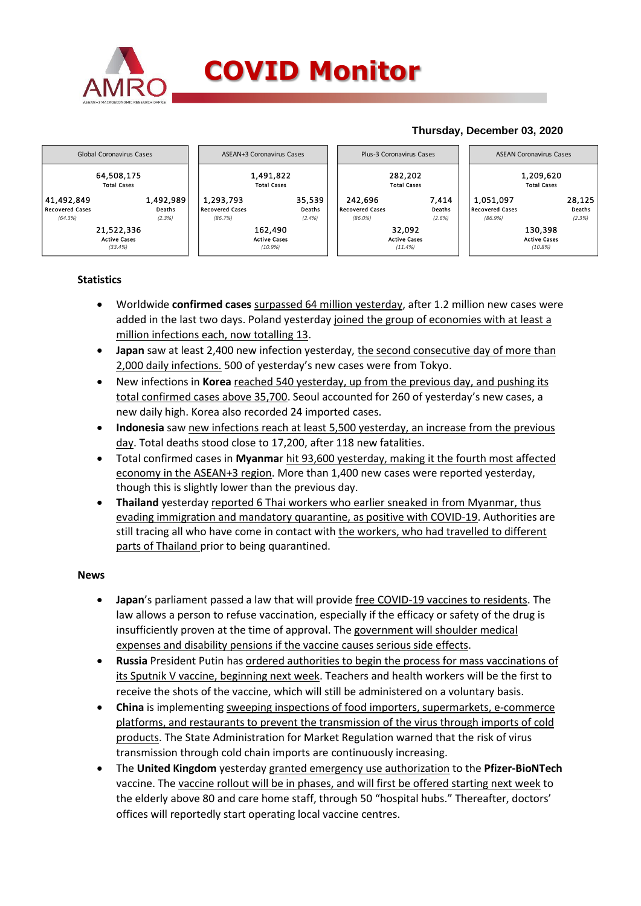# COVID Monitor

**Thursday, December 03, 2020**

| Global Coronavirus Cases | | ASEAN+3 Coronavirus Cases | | Plus-3 Coronavirus Cases | | ASEAN Coronavirus Cases | |
|---|---|---|---|---|---|---|---|
| 64,508,175 Total Cases | | 1,491,822 Total Cases | | 282,202 Total Cases | | 1,209,620 Total Cases | |
| 41,492,849 Recovered Cases *(64.3%)* | 1,492,989 Deaths *(2.3%)* | 1,293,793 Recovered Cases *(86.7%)* | 35,539 Deaths *(2.4%)* | 242,696 Recovered Cases *(86.0%)* | 7,414 Deaths *(2.6%)* | 1,051,097 Recovered Cases *(86.9%)* | 28,125 Deaths *(2.3%)* |
| 21,522,336 Active Cases *(33.4%)* | | 162,490 Active Cases *(10.9%)* | | 32,092 Active Cases *(11.4%)* | | 130,398 Active Cases *(10.8%)* | |

### Statistics

- Worldwide **confirmed cases** surpassed 64 million yesterday, after 1.2 million new cases were added in the last two days. Poland yesterday joined the group of economies with at least a million infections each, now totalling 13.
- **Japan** saw at least 2,400 new infection yesterday, the second consecutive day of more than 2,000 daily infections. 500 of yesterday's new cases were from Tokyo.
- New infections in **Korea** reached 540 yesterday, up from the previous day, and pushing its total confirmed cases above 35,700. Seoul accounted for 260 of yesterday's new cases, a new daily high. Korea also recorded 24 imported cases.
- **Indonesia** saw new infections reach at least 5,500 yesterday, an increase from the previous day. Total deaths stood close to 17,200, after 118 new fatalities.
- Total confirmed cases in **Myanmar** hit 93,600 yesterday, making it the fourth most affected economy in the ASEAN+3 region. More than 1,400 new cases were reported yesterday, though this is slightly lower than the previous day.
- **Thailand** yesterday reported 6 Thai workers who earlier sneaked in from Myanmar, thus evading immigration and mandatory quarantine, as positive with COVID-19. Authorities are still tracing all who have come in contact with the workers, who had travelled to different parts of Thailand prior to being quarantined.

### News

- **Japan**'s parliament passed a law that will provide free COVID-19 vaccines to residents. The law allows a person to refuse vaccination, especially if the efficacy or safety of the drug is insufficiently proven at the time of approval. The government will shoulder medical expenses and disability pensions if the vaccine causes serious side effects.
- **Russia** President Putin has ordered authorities to begin the process for mass vaccinations of its Sputnik V vaccine, beginning next week. Teachers and health workers will be the first to receive the shots of the vaccine, which will still be administered on a voluntary basis.
- **China** is implementing sweeping inspections of food importers, supermarkets, e-commerce platforms, and restaurants to prevent the transmission of the virus through imports of cold products. The State Administration for Market Regulation warned that the risk of virus transmission through cold chain imports are continuously increasing.
- The **United Kingdom** yesterday granted emergency use authorization to the **Pfizer-BioNTech** vaccine. The vaccine rollout will be in phases, and will first be offered starting next week to the elderly above 80 and care home staff, through 50 "hospital hubs." Thereafter, doctors' offices will reportedly start operating local vaccine centres.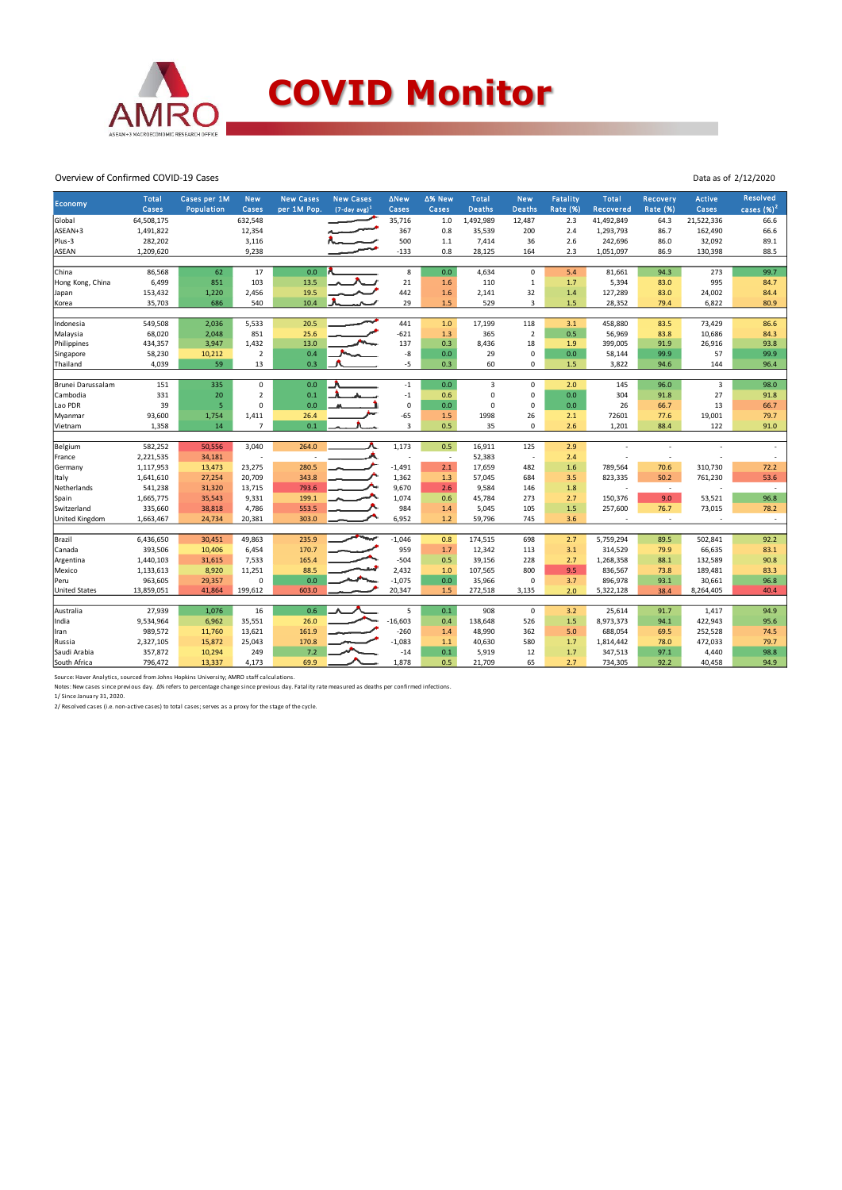# COVID Monitor

Overview of Confirmed COVID-19 Cases

Data as of 2/12/2020

| Economy | Total Cases | Cases per 1M Population | New Cases | New Cases per 1M Pop. | New Cases (7-day avg)[1] | ΔNew Cases | Δ% New Cases | Total Deaths | New Deaths | Fatality Rate (%) | Total Recovered | Recovery Rate (%) | Active Cases | Resolved cases (%)[2] |
|---|---|---|---|---|---|---|---|---|---|---|---|---|---|---|
| Global | 64,508,175 | | 632,548 | | | 35,716 | 1.0 | 1,492,989 | 12,487 | 2.3 | 41,492,849 | 64.3 | 21,522,336 | 66.6 |
| ASEAN+3 | 1,491,822 | | 12,354 | | | 367 | 0.8 | 35,539 | 200 | 2.4 | 1,293,793 | 86.7 | 162,490 | 66.6 |
| Plus-3 | 282,202 | | 3,116 | | | 500 | 1.1 | 7,414 | 36 | 2.6 | 242,696 | 86.0 | 32,092 | 89.1 |
| ASEAN | 1,209,620 | | 9,238 | | | -133 | 0.8 | 28,125 | 164 | 2.3 | 1,051,097 | 86.9 | 130,398 | 88.5 |
| | | | | | | | | | | | | | | |
| China | 86,568 | 62 | 17 | 0.0 | | 8 | 0.0 | 4,634 | 0 | 5.4 | 81,661 | 94.3 | 273 | 99.7 |
| Hong Kong, China | 6,499 | 851 | 103 | 13.5 | | 21 | 1.6 | 110 | 1 | 1.7 | 5,394 | 83.0 | 995 | 84.7 |
| Japan | 153,432 | 1,220 | 2,456 | 19.5 | | 442 | 1.6 | 2,141 | 32 | 1.4 | 127,289 | 83.0 | 24,002 | 84.4 |
| Korea | 35,703 | 686 | 540 | 10.4 | | 29 | 1.5 | 529 | 3 | 1.5 | 28,352 | 79.4 | 6,822 | 80.9 |
| | | | | | | | | | | | | | | |
| Indonesia | 549,508 | 2,036 | 5,533 | 20.5 | | 441 | 1.0 | 17,199 | 118 | 3.1 | 458,880 | 83.5 | 73,429 | 86.6 |
| Malaysia | 68,020 | 2,048 | 851 | 25.6 | | -621 | 1.3 | 365 | 2 | 0.5 | 56,969 | 83.8 | 10,686 | 84.3 |
| Philippines | 434,357 | 3,947 | 1,432 | 13.0 | | 137 | 0.3 | 8,436 | 18 | 1.9 | 399,005 | 91.9 | 26,916 | 93.8 |
| Singapore | 58,230 | 10,212 | 2 | 0.4 | | -8 | 0.0 | 29 | 0 | 0.0 | 58,144 | 99.9 | 57 | 99.9 |
| Thailand | 4,039 | 59 | 13 | 0.3 | | -5 | 0.3 | 60 | 0 | 1.5 | 3,822 | 94.6 | 144 | 96.4 |
| | | | | | | | | | | | | | | |
| Brunei Darussalam | 151 | 335 | 0 | 0.0 | | -1 | 0.0 | 3 | 0 | 2.0 | 145 | 96.0 | 3 | 98.0 |
| Cambodia | 331 | 20 | 2 | 0.1 | | -1 | 0.6 | 0 | 0 | 0.0 | 304 | 91.8 | 27 | 91.8 |
| Lao PDR | 39 | 5 | 0 | 0.0 | | 0 | 0.0 | 0 | 0 | 0.0 | 26 | 66.7 | 13 | 66.7 |
| Myanmar | 93,600 | 1,754 | 1,411 | 26.4 | | -65 | 1.5 | 1998 | 26 | 2.1 | 72601 | 77.6 | 19,001 | 79.7 |
| Vietnam | 1,358 | 14 | 7 | 0.1 | | 3 | 0.5 | 35 | 0 | 2.6 | 1,201 | 88.4 | 122 | 91.0 |
| | | | | | | | | | | | | | | |
| Belgium | 582,252 | 50,556 | 3,040 | 264.0 | | 1,173 | 0.5 | 16,911 | 125 | 2.9 | - | - | - | - |
| France | 2,221,535 | 34,181 | - | - | | - | - | 52,383 | - | 2.4 | - | - | - | - |
| Germany | 1,117,953 | 13,473 | 23,275 | 280.5 | | -1,491 | 2.1 | 17,659 | 482 | 1.6 | 789,564 | 70.6 | 310,730 | 72.2 |
| Italy | 1,641,610 | 27,254 | 20,709 | 343.8 | | 1,362 | 1.3 | 57,045 | 684 | 3.5 | 823,335 | 50.2 | 761,230 | 53.6 |
| Netherlands | 541,238 | 31,320 | 13,715 | 793.6 | | 9,670 | 2.6 | 9,584 | 146 | 1.8 | - | - | - | - |
| Spain | 1,665,775 | 35,543 | 9,331 | 199.1 | | 1,074 | 0.6 | 45,784 | 273 | 2.7 | 150,376 | 9.0 | 53,521 | 96.8 |
| Switzerland | 335,660 | 38,818 | 4,786 | 553.5 | | 984 | 1.4 | 5,045 | 105 | 1.5 | 257,600 | 76.7 | 73,015 | 78.2 |
| United Kingdom | 1,663,467 | 24,734 | 20,381 | 303.0 | | 6,952 | 1.2 | 59,796 | 745 | 3.6 | - | - | - | - |
| | | | | | | | | | | | | | | |
| Brazil | 6,436,650 | 30,451 | 49,863 | 235.9 | | -1,046 | 0.8 | 174,515 | 698 | 2.7 | 5,759,294 | 89.5 | 502,841 | 92.2 |
| Canada | 393,506 | 10,406 | 6,454 | 170.7 | | 959 | 1.7 | 12,342 | 113 | 3.1 | 314,529 | 79.9 | 66,635 | 83.1 |
| Argentina | 1,440,103 | 31,615 | 7,533 | 165.4 | | -504 | 0.5 | 39,156 | 228 | 2.7 | 1,268,358 | 88.1 | 132,589 | 90.8 |
| Mexico | 1,133,613 | 8,920 | 11,251 | 88.5 | | 2,432 | 1.0 | 107,565 | 800 | 9.5 | 836,567 | 73.8 | 189,481 | 83.3 |
| Peru | 963,605 | 29,357 | 0 | 0.0 | | -1,075 | 0.0 | 35,966 | 0 | 3.7 | 896,978 | 93.1 | 30,661 | 96.8 |
| United States | 13,859,051 | 41,864 | 199,612 | 603.0 | | 20,347 | 1.5 | 272,518 | 3,135 | 2.0 | 5,322,128 | 38.4 | 8,264,405 | 40.4 |
| | | | | | | | | | | | | | | |
| Australia | 27,939 | 1,076 | 16 | 0.6 | | 5 | 0.1 | 908 | 0 | 3.2 | 25,614 | 91.7 | 1,417 | 94.9 |
| India | 9,534,964 | 6,962 | 35,551 | 26.0 | | -16,603 | 0.4 | 138,648 | 526 | 1.5 | 8,973,373 | 94.1 | 422,943 | 95.6 |
| Iran | 989,572 | 11,760 | 13,621 | 161.9 | | -260 | 1.4 | 48,990 | 362 | 5.0 | 688,054 | 69.5 | 252,528 | 74.5 |
| Russia | 2,327,105 | 15,872 | 25,043 | 170.8 | | -1,083 | 1.1 | 40,630 | 580 | 1.7 | 1,814,442 | 78.0 | 472,033 | 79.7 |
| Saudi Arabia | 357,872 | 10,294 | 249 | 7.2 | | -14 | 0.1 | 5,919 | 12 | 1.7 | 347,513 | 97.1 | 4,440 | 98.8 |
| South Africa | 796,472 | 13,337 | 4,173 | 69.9 | | 1,878 | 0.5 | 21,709 | 65 | 2.7 | 734,305 | 92.2 | 40,458 | 94.9 |

Source: Haver Analytics, sourced from Johns Hopkins University; AMRO staff calculations.

Notes: New cases since previous day. Δ% refers to percentage change since previous day. Fatality rate measured as deaths per confirmed infections.

1/ Since January 31, 2020.

2/ Resolved cases (i.e. non-active cases) to total cases; serves as a proxy for the stage of the cycle.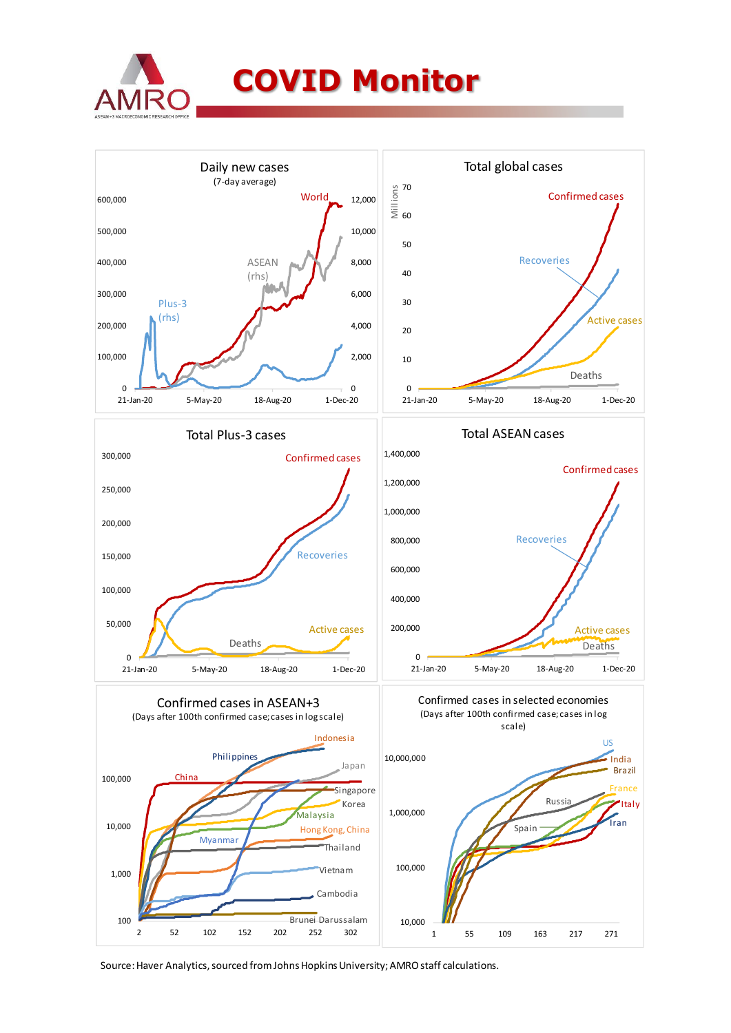# COVID Monitor

AMRO

ASEAN+3 MACROECONOMIC RESEARCH OFFICE

## Daily new cases
(7-day average)

600,000
500,000
400,000
300,000
200,000
100,000
0

12,000
10,000
8,000
6,000
4,000
2,000
0

World
ASEAN (rhs)
Plus-3 (rhs)

21-Jan-20 5-May-20 18-Aug-20 1-Dec-20

## Total global cases

Millions

70
60
50
40
30
20
10
0

Confirmed cases
Recoveries
Active cases
Deaths

21-Jan-20 5-May-20 18-Aug-20 1-Dec-20

## Total Plus-3 cases

300,000
250,000
200,000
150,000
100,000
50,000
0

Confirmed cases
Recoveries
Active cases
Deaths

21-Jan-20 5-May-20 18-Aug-20 1-Dec-20

## Total ASEAN cases

1,400,000
1,200,000
1,000,000
800,000
600,000
400,000
200,000
0

Confirmed cases
Recoveries
Active cases
Deaths

21-Jan-20 5-May-20 18-Aug-20 1-Dec-20

## Confirmed cases in ASEAN+3
(Days after 100th confirmed case; cases in log scale)

100,000
10,000
1,000
100

Indonesia
Philippines
Japan
China
Singapore
Korea
Malaysia
Hong Kong, China
Myanmar
Thailand
Vietnam
Cambodia
Brunei Darussalam

2 52 102 152 202 252 302

## Confirmed cases in selected economies
(Days after 100th confirmed case; cases in log scale)

10,000,000
1,000,000
100,000
10,000

US
India
Brazil
France
Russia
Italy
Spain
Iran

1 55 109 163 217 271

Source: Haver Analytics, sourced from Johns Hopkins University; AMRO staff calculations.